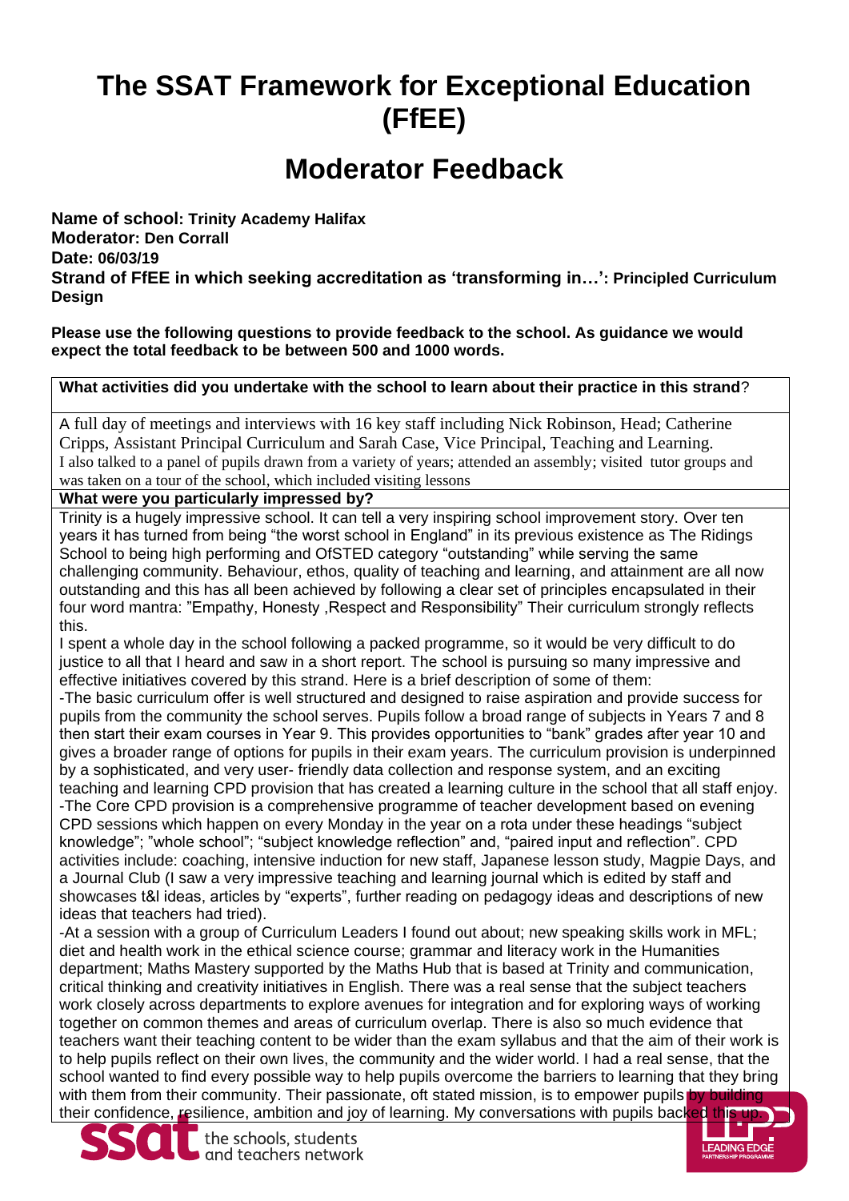# The SSAT Framework for Exceptional Education (FfEE)

## Moderator Feedback

**Name of school: Trinity Academy Halifax**
**Moderator: Den Corrall**
**Date: 06/03/19**
**Strand of FfEE in which seeking accreditation as 'transforming in…': Principled Curriculum Design**

**Please use the following questions to provide feedback to the school. As guidance we would expect the total feedback to be between 500 and 1000 words.**

**What activities did you undertake with the school to learn about their practice in this strand?**

A full day of meetings and interviews with 16 key staff including Nick Robinson, Head; Catherine Cripps, Assistant Principal Curriculum and Sarah Case, Vice Principal, Teaching and Learning. I also talked to a panel of pupils drawn from a variety of years; attended an assembly; visited tutor groups and was taken on a tour of the school, which included visiting lessons

**What were you particularly impressed by?**

Trinity is a hugely impressive school. It can tell a very inspiring school improvement story. Over ten years it has turned from being "the worst school in England" in its previous existence as The Ridings School to being high performing and OfSTED category "outstanding" while serving the same challenging community. Behaviour, ethos, quality of teaching and learning, and attainment are all now outstanding and this has all been achieved by following a clear set of principles encapsulated in their four word mantra: "Empathy, Honesty ,Respect and Responsibility" Their curriculum strongly reflects this.

I spent a whole day in the school following a packed programme, so it would be very difficult to do justice to all that I heard and saw in a short report. The school is pursuing so many impressive and effective initiatives covered by this strand. Here is a brief description of some of them:

-The basic curriculum offer is well structured and designed to raise aspiration and provide success for pupils from the community the school serves. Pupils follow a broad range of subjects in Years 7 and 8 then start their exam courses in Year 9. This provides opportunities to "bank" grades after year 10 and gives a broader range of options for pupils in their exam years. The curriculum provision is underpinned by a sophisticated, and very user- friendly data collection and response system, and an exciting teaching and learning CPD provision that has created a learning culture in the school that all staff enjoy.

-The Core CPD provision is a comprehensive programme of teacher development based on evening CPD sessions which happen on every Monday in the year on a rota under these headings "subject knowledge"; "whole school"; "subject knowledge reflection" and, "paired input and reflection". CPD activities include: coaching, intensive induction for new staff, Japanese lesson study, Magpie Days, and a Journal Club (I saw a very impressive teaching and learning journal which is edited by staff and showcases t&l ideas, articles by "experts", further reading on pedagogy ideas and descriptions of new ideas that teachers had tried).

-At a session with a group of Curriculum Leaders I found out about; new speaking skills work in MFL; diet and health work in the ethical science course; grammar and literacy work in the Humanities department; Maths Mastery supported by the Maths Hub that is based at Trinity and communication, critical thinking and creativity initiatives in English. There was a real sense that the subject teachers work closely across departments to explore avenues for integration and for exploring ways of working together on common themes and areas of curriculum overlap. There is also so much evidence that teachers want their teaching content to be wider than the exam syllabus and that the aim of their work is to help pupils reflect on their own lives, the community and the wider world. I had a real sense, that the school wanted to find every possible way to help pupils overcome the barriers to learning that they bring with them from their community. Their passionate, oft stated mission, is to empower pupils by building their confidence, resilience, ambition and joy of learning. My conversations with pupils backed this up.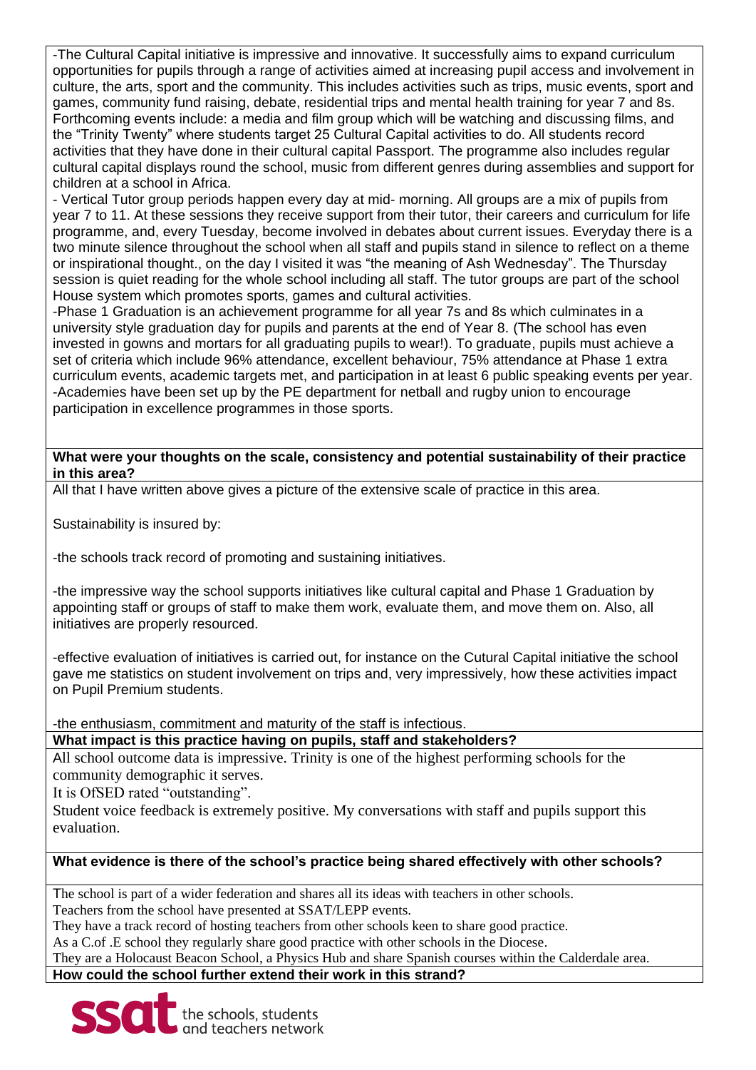-The Cultural Capital initiative is impressive and innovative. It successfully aims to expand curriculum opportunities for pupils through a range of activities aimed at increasing pupil access and involvement in culture, the arts, sport and the community. This includes activities such as trips, music events, sport and games, community fund raising, debate, residential trips and mental health training for year 7 and 8s. Forthcoming events include: a media and film group which will be watching and discussing films, and the "Trinity Twenty" where students target 25 Cultural Capital activities to do. All students record activities that they have done in their cultural capital Passport. The programme also includes regular cultural capital displays round the school, music from different genres during assemblies and support for children at a school in Africa.

- Vertical Tutor group periods happen every day at mid- morning. All groups are a mix of pupils from year 7 to 11. At these sessions they receive support from their tutor, their careers and curriculum for life programme, and, every Tuesday, become involved in debates about current issues. Everyday there is a two minute silence throughout the school when all staff and pupils stand in silence to reflect on a theme or inspirational thought., on the day I visited it was "the meaning of Ash Wednesday". The Thursday session is quiet reading for the whole school including all staff. The tutor groups are part of the school House system which promotes sports, games and cultural activities.

-Phase 1 Graduation is an achievement programme for all year 7s and 8s which culminates in a university style graduation day for pupils and parents at the end of Year 8. (The school has even invested in gowns and mortars for all graduating pupils to wear!). To graduate, pupils must achieve a set of criteria which include 96% attendance, excellent behaviour, 75% attendance at Phase 1 extra curriculum events, academic targets met, and participation in at least 6 public speaking events per year.

-Academies have been set up by the PE department for netball and rugby union to encourage participation in excellence programmes in those sports.

**What were your thoughts on the scale, consistency and potential sustainability of their practice in this area?**

All that I have written above gives a picture of the extensive scale of practice in this area.

Sustainability is insured by:

-the schools track record of promoting and sustaining initiatives.

-the impressive way the school supports initiatives like cultural capital and Phase 1 Graduation by appointing staff or groups of staff to make them work, evaluate them, and move them on. Also, all initiatives are properly resourced.

-effective evaluation of initiatives is carried out, for instance on the Cutural Capital initiative the school gave me statistics on student involvement on trips and, very impressively, how these activities impact on Pupil Premium students.

-the enthusiasm, commitment and maturity of the staff is infectious.

**What impact is this practice having on pupils, staff and stakeholders?**

All school outcome data is impressive. Trinity is one of the highest performing schools for the community demographic it serves.

It is OfSED rated "outstanding".

Student voice feedback is extremely positive. My conversations with staff and pupils support this evaluation.

**What evidence is there of the school's practice being shared effectively with other schools?**

The school is part of a wider federation and shares all its ideas with teachers in other schools.

Teachers from the school have presented at SSAT/LEPP events.

They have a track record of hosting teachers from other schools keen to share good practice.

As a C.of .E school they regularly share good practice with other schools in the Diocese.

They are a Holocaust Beacon School, a Physics Hub and share Spanish courses within the Calderdale area.

**How could the school further extend their work in this strand?**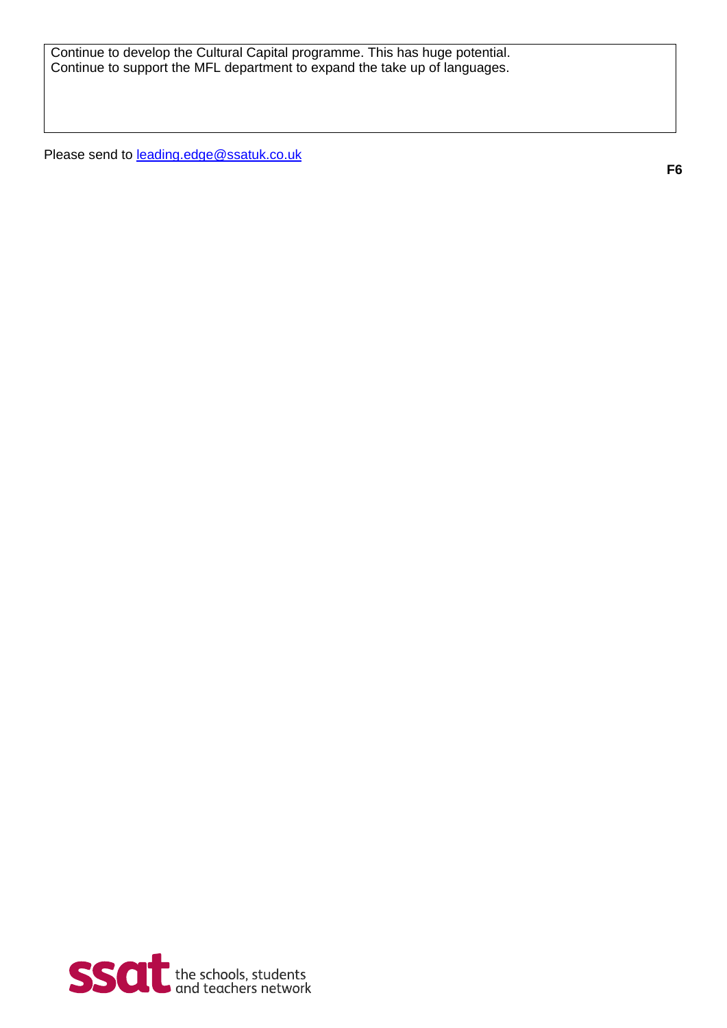| |
|---|
| Continue to develop the Cultural Capital programme. This has huge potential.<br>Continue to support the MFL department to expand the take up of languages. |

Please send to leading.edge@ssatuk.co.uk

**F6**